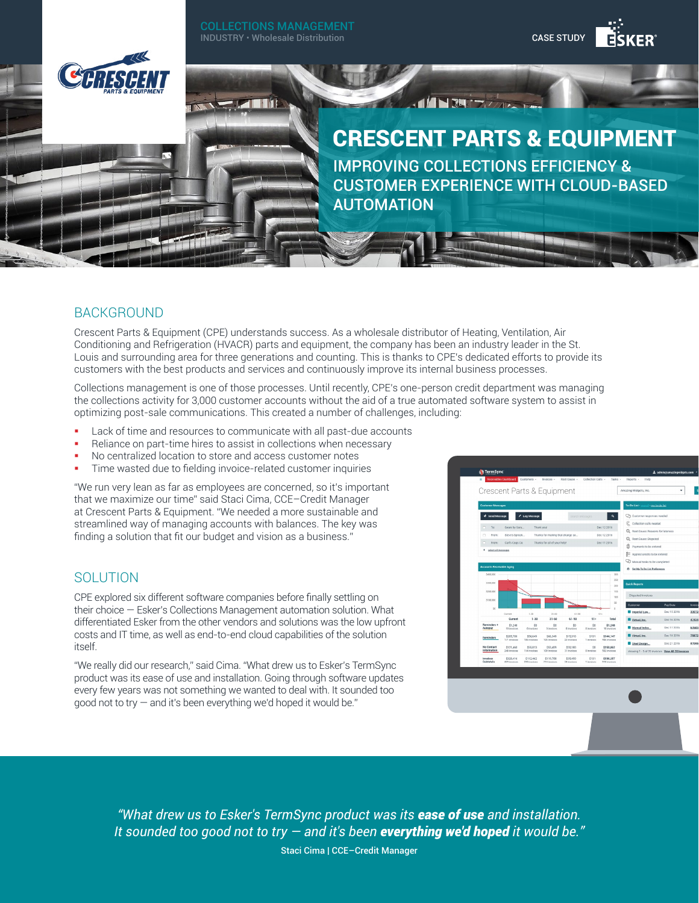COLLECTIONS MANAGEMENT
INDUSTRY • Wholesale Distribution

CASE STUDY

# CRESCENT PARTS & EQUIPMENT

## IMPROVING COLLECTIONS EFFICIENCY & CUSTOMER EXPERIENCE WITH CLOUD-BASED AUTOMATION

## BACKGROUND

Crescent Parts & Equipment (CPE) understands success. As a wholesale distributor of Heating, Ventilation, Air Conditioning and Refrigeration (HVACR) parts and equipment, the company has been an industry leader in the St. Louis and surrounding area for three generations and counting. This is thanks to CPE's dedicated efforts to provide its customers with the best products and services and continuously improve its internal business processes.

Collections management is one of those processes. Until recently, CPE's one-person credit department was managing the collections activity for 3,000 customer accounts without the aid of a true automated software system to assist in optimizing post-sale communications. This created a number of challenges, including:

- Lack of time and resources to communicate with all past-due accounts
- Reliance on part-time hires to assist in collections when necessary
- No centralized location to store and access customer notes
- Time wasted due to fielding invoice-related customer inquiries

"We run very lean as far as employees are concerned, so it's important that we maximize our time" said Staci Cima, CCE–Credit Manager at Crescent Parts & Equipment. "We needed a more sustainable and streamlined way of managing accounts with balances. The key was finding a solution that fit our budget and vision as a business."

## SOLUTION

CPE explored six different software companies before finally settling on their choice — Esker's Collections Management automation solution. What differentiated Esker from the other vendors and solutions was the low upfront costs and IT time, as well as end-to-end cloud capabilities of the solution itself.

"We really did our research," said Cima. "What drew us to Esker's TermSync product was its ease of use and installation. Going through software updates every few years was not something we wanted to deal with. It sounded too good not to try — and it's been everything we'd hoped it would be."

*"What drew us to Esker's TermSync product was its **ease of use** and installation. It sounded too good not to try — and it's been **everything we'd hoped** it would be."*

Staci Cima | CCE–Credit Manager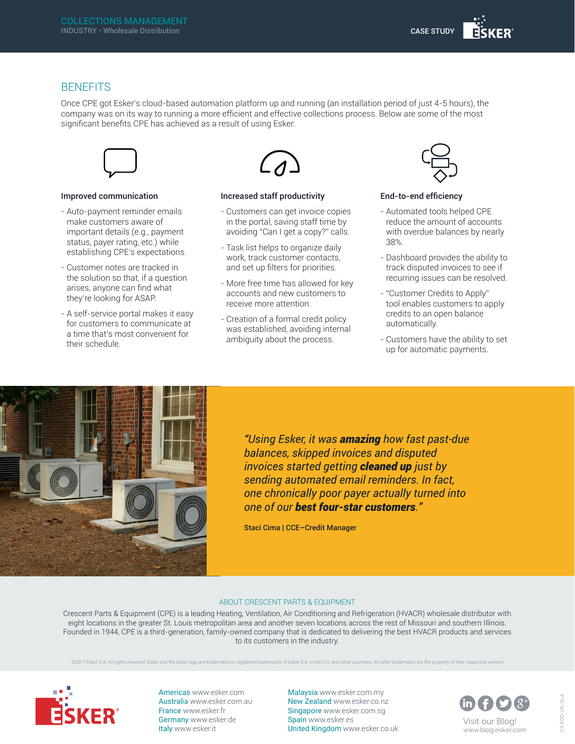## BENEFITS

Once CPE got Esker's cloud-based automation platform up and running (an installation period of just 4-5 hours), the company was on its way to running a more efficient and effective collections process. Below are some of the most significant benefits CPE has achieved as a result of using Esker:

### Improved communication

- Auto-payment reminder emails make customers aware of important details (e.g., payment status, payer rating, etc.) while establishing CPE's expectations.
- Customer notes are tracked in the solution so that, if a question arises, anyone can find what they're looking for ASAP.
- A self-service portal makes it easy for customers to communicate at a time that's most convenient for their schedule.

### Increased staff productivity

- Customers can get invoice copies in the portal, saving staff time by avoiding "Can I get a copy?" calls.
- Task list helps to organize daily work, track customer contacts, and set up filters for priorities.
- More free time has allowed for key accounts and new customers to receive more attention.
- Creation of a formal credit policy was established, avoiding internal ambiguity about the process.

### End-to-end efficiency

- Automated tools helped CPE reduce the amount of accounts with overdue balances by nearly 38%.
- Dashboard provides the ability to track disputed invoices to see if recurring issues can be resolved.
- "Customer Credits to Apply" tool enables customers to apply credits to an open balance automatically.
- Customers have the ability to set up for automatic payments.

> *"Using Esker, it was **amazing** how fast past-due balances, skipped invoices and disputed invoices started getting **cleaned up** just by sending automated email reminders. In fact, one chronically poor payer actually turned into one of our **best four-star customers**."*

**Staci Cima | CCE–Credit Manager**

### ABOUT CRESCENT PARTS & EQUIPMENT

Crescent Parts & Equipment (CPE) is a leading Heating, Ventilation, Air Conditioning and Refrigeration (HVACR) wholesale distributor with eight locations in the greater St. Louis metropolitan area and another seven locations across the rest of Missouri and southern Illinois. Founded in 1944, CPE is a third-generation, family-owned company that is dedicated to delivering the best HVACR products and services to its customers in the industry.

©2017 Esker S.A. All rights reserved. Esker and the Esker logo are trademarks or registered trademarks of Esker S.A. in the U.S. and other countries. All other trademarks are the property of their respective owners.

Americas www.esker.com
Australia www.esker.com.au
France www.esker.fr
Germany www.esker.de
Italy www.esker.it

Malaysia www.esker.com.my
New Zealand www.esker.co.nz
Singapore www.esker.com.sg
Spain www.esker.es
United Kingdom www.esker.co.uk

Visit our Blog!
www.blog.esker.com

CS-EOD-US-75-A